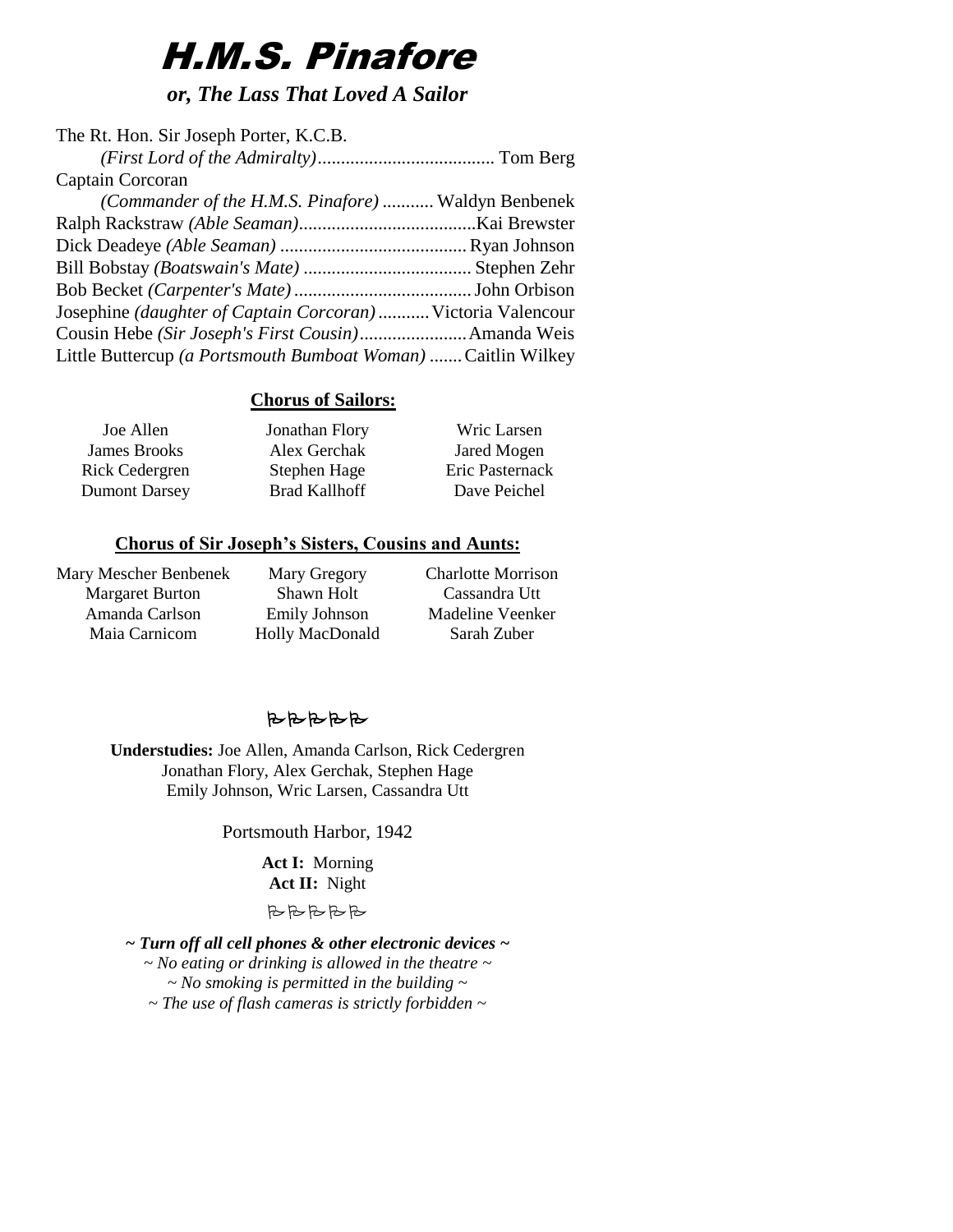# H.M.S. Pinafore

***or, The Lass That Loved A Sailor***

The Rt. Hon. Sir Joseph Porter, K.C.B.
*(First Lord of the Admiralty)*...................................... Tom Berg
Captain Corcoran
*(Commander of the H.M.S. Pinafore)* ........... Waldyn Benbenek
Ralph Rackstraw *(Able Seaman)*......................................Kai Brewster
Dick Deadeye *(Able Seaman)* ........................................ Ryan Johnson
Bill Bobstay *(Boatswain's Mate)* .................................... Stephen Zehr
Bob Becket *(Carpenter's Mate)* ...................................... John Orbison
Josephine *(daughter of Captain Corcoran)* ........... Victoria Valencour
Cousin Hebe *(Sir Joseph's First Cousin)*....................... Amanda Weis
Little Buttercup *(a Portsmouth Bumboat Woman)* ....... Caitlin Wilkey

## Chorus of Sailors:

| | | |
|---|---|---|
| Joe Allen | Jonathan Flory | Wric Larsen |
| James Brooks | Alex Gerchak | Jared Mogen |
| Rick Cedergren | Stephen Hage | Eric Pasternack |
| Dumont Darsey | Brad Kallhoff | Dave Peichel |

## Chorus of Sir Joseph's Sisters, Cousins and Aunts:

| | | |
|---|---|---|
| Mary Mescher Benbenek | Mary Gregory | Charlotte Morrison |
| Margaret Burton | Shawn Holt | Cassandra Utt |
| Amanda Carlson | Emily Johnson | Madeline Veenker |
| Maia Carnicom | Holly MacDonald | Sarah Zuber |

**Understudies:** Joe Allen, Amanda Carlson, Rick Cedergren
Jonathan Flory, Alex Gerchak, Stephen Hage
Emily Johnson, Wric Larsen, Cassandra Utt

Portsmouth Harbor, 1942

**Act I:** Morning
**Act II:** Night

***~ Turn off all cell phones & other electronic devices ~***
*~ No eating or drinking is allowed in the theatre ~*
*~ No smoking is permitted in the building ~*
*~ The use of flash cameras is strictly forbidden ~*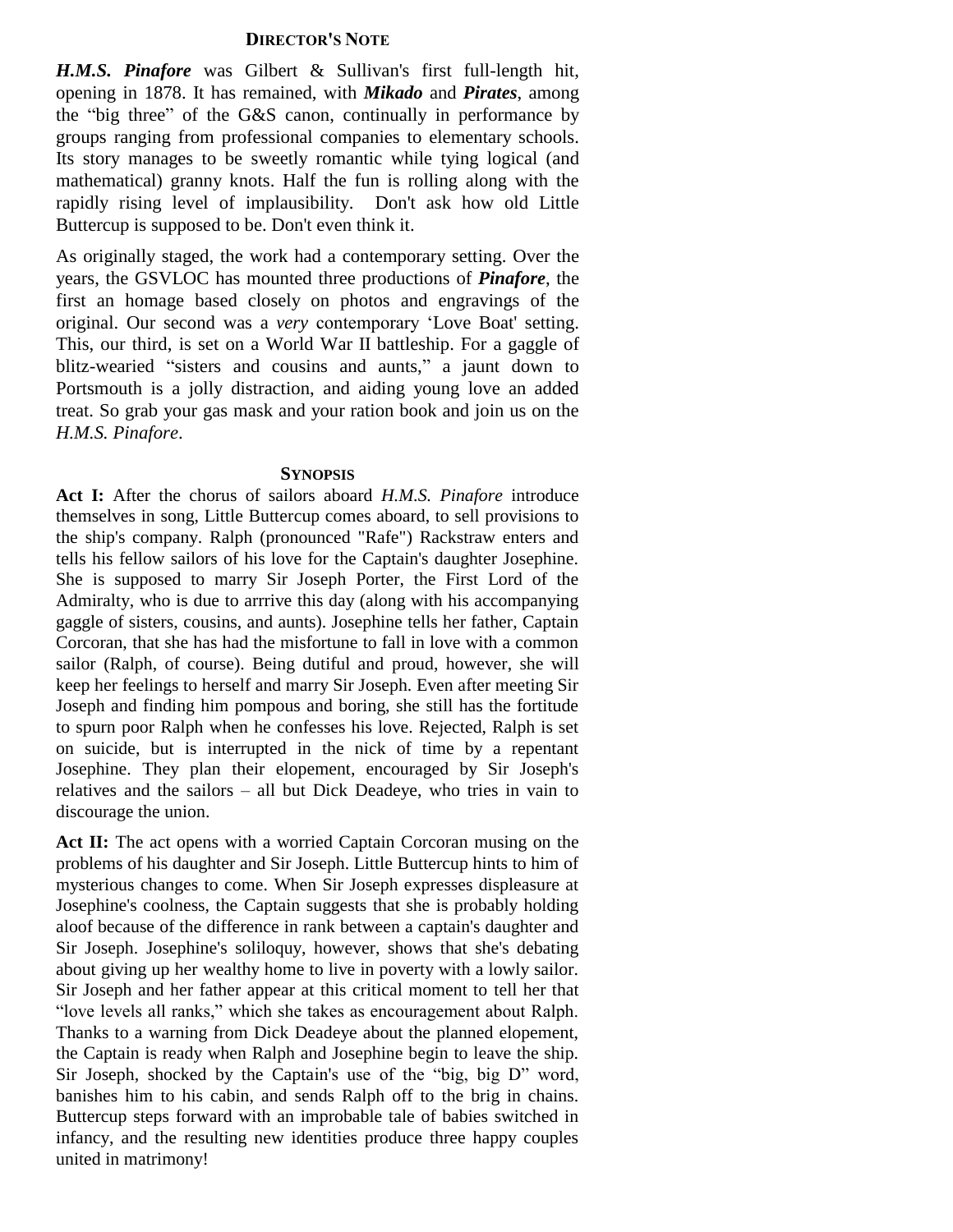## Director's Note

***H.M.S. Pinafore*** was Gilbert & Sullivan's first full-length hit, opening in 1878. It has remained, with ***Mikado*** and ***Pirates***, among the “big three” of the G&S canon, continually in performance by groups ranging from professional companies to elementary schools. Its story manages to be sweetly romantic while tying logical (and mathematical) granny knots. Half the fun is rolling along with the rapidly rising level of implausibility. Don't ask how old Little Buttercup is supposed to be. Don't even think it.

As originally staged, the work had a contemporary setting. Over the years, the GSVLOC has mounted three productions of ***Pinafore***, the first an homage based closely on photos and engravings of the original. Our second was a *very* contemporary ‘Love Boat' setting. This, our third, is set on a World War II battleship. For a gaggle of blitz-wearied “sisters and cousins and aunts,” a jaunt down to Portsmouth is a jolly distraction, and aiding young love an added treat. So grab your gas mask and your ration book and join us on the *H.M.S. Pinafore*.

## Synopsis

**Act I:** After the chorus of sailors aboard *H.M.S. Pinafore* introduce themselves in song, Little Buttercup comes aboard, to sell provisions to the ship's company. Ralph (pronounced "Rafe") Rackstraw enters and tells his fellow sailors of his love for the Captain's daughter Josephine. She is supposed to marry Sir Joseph Porter, the First Lord of the Admiralty, who is due to arrrive this day (along with his accompanying gaggle of sisters, cousins, and aunts). Josephine tells her father, Captain Corcoran, that she has had the misfortune to fall in love with a common sailor (Ralph, of course). Being dutiful and proud, however, she will keep her feelings to herself and marry Sir Joseph. Even after meeting Sir Joseph and finding him pompous and boring, she still has the fortitude to spurn poor Ralph when he confesses his love. Rejected, Ralph is set on suicide, but is interrupted in the nick of time by a repentant Josephine. They plan their elopement, encouraged by Sir Joseph's relatives and the sailors – all but Dick Deadeye, who tries in vain to discourage the union.

**Act II:** The act opens with a worried Captain Corcoran musing on the problems of his daughter and Sir Joseph. Little Buttercup hints to him of mysterious changes to come. When Sir Joseph expresses displeasure at Josephine's coolness, the Captain suggests that she is probably holding aloof because of the difference in rank between a captain's daughter and Sir Joseph. Josephine's soliloquy, however, shows that she's debating about giving up her wealthy home to live in poverty with a lowly sailor. Sir Joseph and her father appear at this critical moment to tell her that “love levels all ranks,” which she takes as encouragement about Ralph. Thanks to a warning from Dick Deadeye about the planned elopement, the Captain is ready when Ralph and Josephine begin to leave the ship. Sir Joseph, shocked by the Captain's use of the “big, big D” word, banishes him to his cabin, and sends Ralph off to the brig in chains. Buttercup steps forward with an improbable tale of babies switched in infancy, and the resulting new identities produce three happy couples united in matrimony!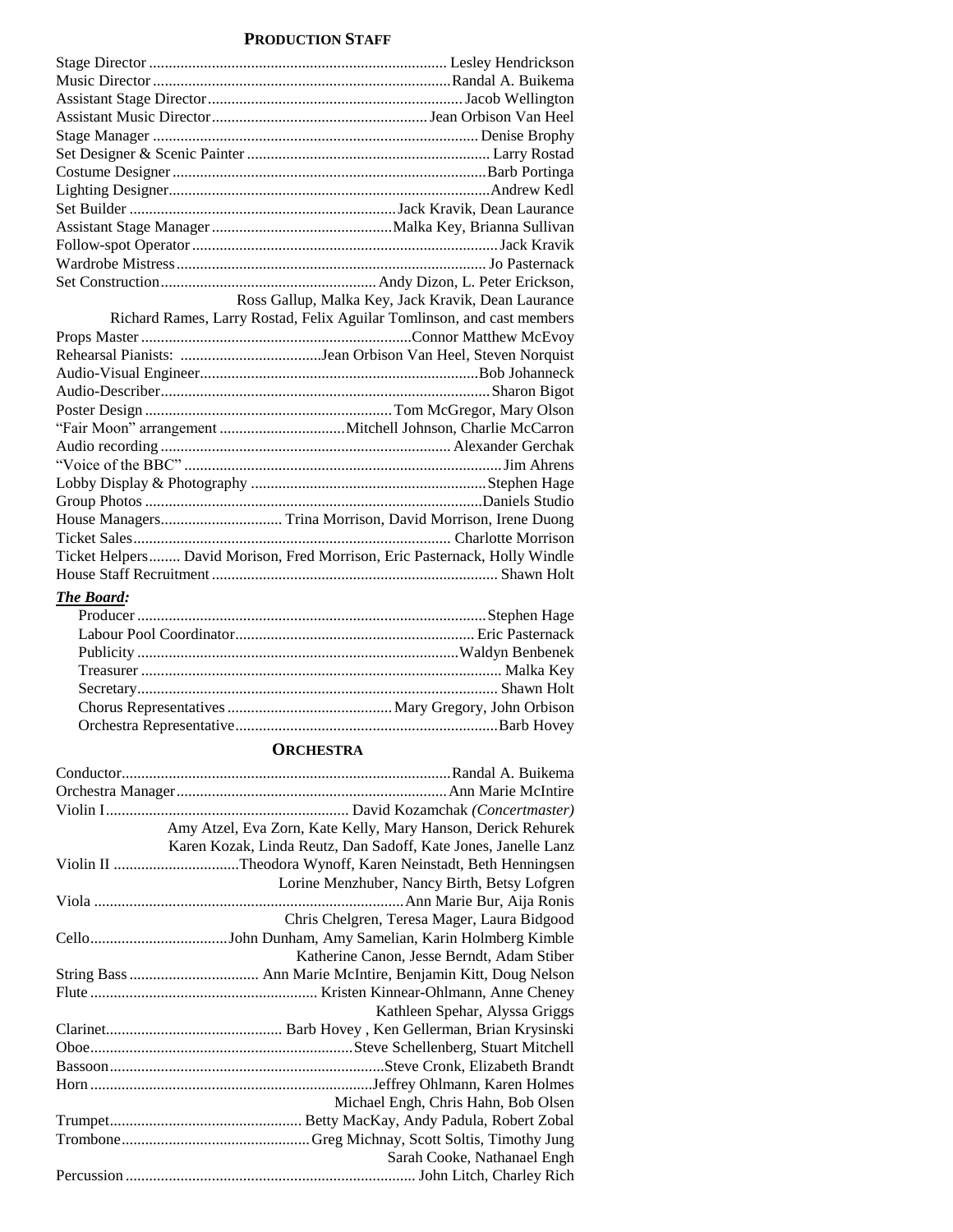## **Production Staff**

Stage Director ........................................................................ Lesley Hendrickson
Music Director ........................................................................ Randal A. Buikema
Assistant Stage Director ................................................................ Jacob Wellington
Assistant Music Director ...................................................... Jean Orbison Van Heel
Stage Manager ................................................................................ Denise Brophy
Set Designer & Scenic Painter ............................................................ Larry Rostad
Costume Designer .............................................................................. Barb Portinga
Lighting Designer ................................................................................ Andrew Kedl
Set Builder ................................................................... Jack Kravik, Dean Laurance
Assistant Stage Manager ............................................. Malka Key, Brianna Sullivan
Follow-spot Operator ............................................................................ Jack Kravik
Wardrobe Mistress .............................................................................. Jo Pasternack
Set Construction ....................................................... Andy Dizon, L. Peter Erickson,
Ross Gallup, Malka Key, Jack Kravik, Dean Laurance
Richard Rames, Larry Rostad, Felix Aguilar Tomlinson, and cast members
Props Master .................................................................... Connor Matthew McEvoy
Rehearsal Pianists: .................................... Jean Orbison Van Heel, Steven Norquist
Audio-Visual Engineer ...................................................................... Bob Johanneck
Audio-Describer .................................................................................. Sharon Bigot
Poster Design .............................................................. Tom McGregor, Mary Olson
"Fair Moon" arrangement ................................ Mitchell Johnson, Charlie McCarron
Audio recording ......................................................................... Alexander Gerchak
"Voice of the BBC" ................................................................................ Jim Ahrens
Lobby Display & Photography ............................................................ Stephen Hage
Group Photos ..................................................................................... Daniels Studio
House Managers ............................... Trina Morrison, David Morrison, Irene Duong
Ticket Sales ............................................................................... Charlotte Morrison
Ticket Helpers ........ David Morison, Fred Morrison, Eric Pasternack, Holly Windle
House Staff Recruitment ......................................................................... Shawn Holt

***The Board:***

Producer ............................................................................................ Stephen Hage
Labour Pool Coordinator ............................................................ Eric Pasternack
Publicity .................................................................................. Waldyn Benbenek
Treasurer ............................................................................................ Malka Key
Secretary ............................................................................................ Shawn Holt
Chorus Representatives .......................................... Mary Gregory, John Orbison
Orchestra Representative .................................................................. Barb Hovey

## **Orchestra**

Conductor ......................................................................... Randal A. Buikema
Orchestra Manager ................................................................... Ann Marie McIntire
Violin I .............................................................. David Kozamchak *(Concertmaster)*
Amy Atzel, Eva Zorn, Kate Kelly, Mary Hanson, Derick Rehurek
Karen Kozak, Linda Reutz, Dan Sadoff, Kate Jones, Janelle Lanz
Violin II ................................ Theodora Wynoff, Karen Neinstadt, Beth Henningsen
Lorine Menzhuber, Nancy Birth, Betsy Lofgren
Viola ................................................................................ Ann Marie Bur, Aija Ronis
Chris Chelgren, Teresa Mager, Laura Bidgood
Cello ................................... John Dunham, Amy Samelian, Karin Holmberg Kimble
Katherine Canon, Jesse Berndt, Adam Stiber
String Bass ................................. Ann Marie McIntire, Benjamin Kitt, Doug Nelson
Flute ......................................................... Kristen Kinnear-Ohlmann, Anne Cheney
Kathleen Spehar, Alyssa Griggs
Clarinet ............................................ Barb Hovey , Ken Gellerman, Brian Krysinski
Oboe .................................................................. Steve Schellenberg, Stuart Mitchell
Bassoon ..................................................................... Steve Cronk, Elizabeth Brandt
Horn ....................................................................... Jeffrey Ohlmann, Karen Holmes
Michael Engh, Chris Hahn, Bob Olsen
Trumpet ................................................ Betty MacKay, Andy Padula, Robert Zobal
Trombone ............................................... Greg Michnay, Scott Soltis, Timothy Jung
Sarah Cooke, Nathanael Engh
Percussion ......................................................................... John Litch, Charley Rich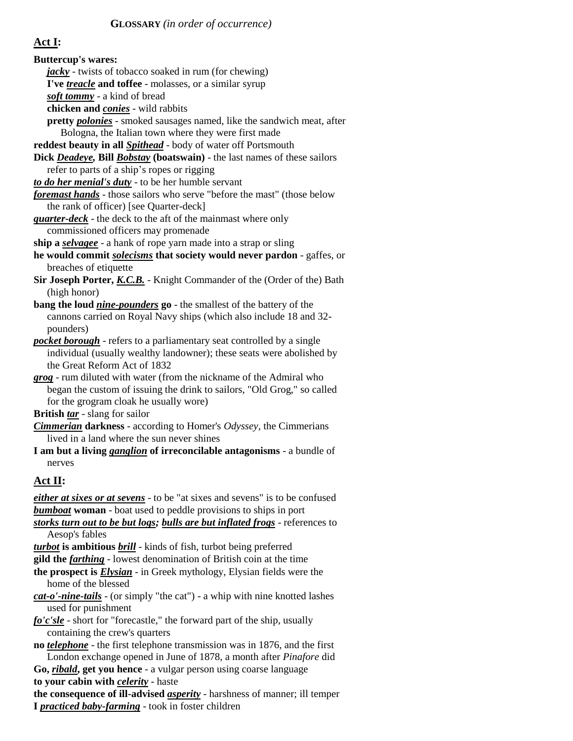**GLOSSARY** *(in order of occurrence)*

## <u>Act I</u>:

**Buttercup's wares:**

***<u>jacky</u>*** - twists of tobacco soaked in rum (for chewing)

**I've *<u>treacle</u>* and toffee** - molasses, or a similar syrup

***<u>soft tommy</u>*** - a kind of bread

**chicken and *<u>conies</u>*** - wild rabbits

**pretty *<u>polonies</u>*** - smoked sausages named, like the sandwich meat, after Bologna, the Italian town where they were first made

**reddest beauty in all *<u>Spithead</u>*** - body of water off Portsmouth

**Dick *<u>Deadeye</u>*, Bill *<u>Bobstay</u>* (boatswain)** - the last names of these sailors refer to parts of a ship's ropes or rigging

***<u>to do her menial's duty</u>*** - to be her humble servant

***<u>foremast hands</u>*** - those sailors who serve "before the mast" (those below the rank of officer) [see Quarter-deck]

***<u>quarter-deck</u>*** - the deck to the aft of the mainmast where only commissioned officers may promenade

**ship a *<u>selvagee</u>*** - a hank of rope yarn made into a strap or sling

**he would commit *<u>solecisms</u>* that society would never pardon** - gaffes, or breaches of etiquette

**Sir Joseph Porter, *<u>K.C.B.</u>*** - Knight Commander of the (Order of the) Bath (high honor)

**bang the loud *<u>nine-pounders</u>* go** - the smallest of the battery of the cannons carried on Royal Navy ships (which also include 18 and 32-pounders)

***<u>pocket borough</u>*** - refers to a parliamentary seat controlled by a single individual (usually wealthy landowner); these seats were abolished by the Great Reform Act of 1832

***<u>grog</u>*** - rum diluted with water (from the nickname of the Admiral who began the custom of issuing the drink to sailors, "Old Grog," so called for the grogram cloak he usually wore)

**British *<u>tar</u>*** - slang for sailor

***<u>Cimmerian</u>* darkness** - according to Homer's *Odyssey*, the Cimmerians lived in a land where the sun never shines

**I am but a living *<u>ganglion</u>* of irreconcilable antagonisms** - a bundle of nerves

## <u>Act II</u>:

***<u>either at sixes or at sevens</u>*** - to be "at sixes and sevens" is to be confused

***<u>bumboat</u>* woman** - boat used to peddle provisions to ships in port

***<u>storks turn out to be but logs</u>; <u>bulls are but inflated frogs</u>*** - references to Aesop's fables

***<u>turbot</u>* is ambitious *<u>brill</u>*** - kinds of fish, turbot being preferred

**gild the *<u>farthing</u>*** - lowest denomination of British coin at the time

**the prospect is *<u>Elysian</u>*** - in Greek mythology, Elysian fields were the home of the blessed

***<u>cat-o'-nine-tails</u>*** - (or simply "the cat") - a whip with nine knotted lashes used for punishment

***<u>fo'c'sle</u>*** - short for "forecastle," the forward part of the ship, usually containing the crew's quarters

**no *<u>telephone</u>*** - the first telephone transmission was in 1876, and the first London exchange opened in June of 1878, a month after *Pinafore* did

**Go, *<u>ribald</u>*, get you hence** - a vulgar person using coarse language

**to your cabin with *<u>celerity</u>*** - haste

**the consequence of ill-advised *<u>asperity</u>*** - harshness of manner; ill temper

**I *<u>practiced baby-farming</u>*** - took in foster children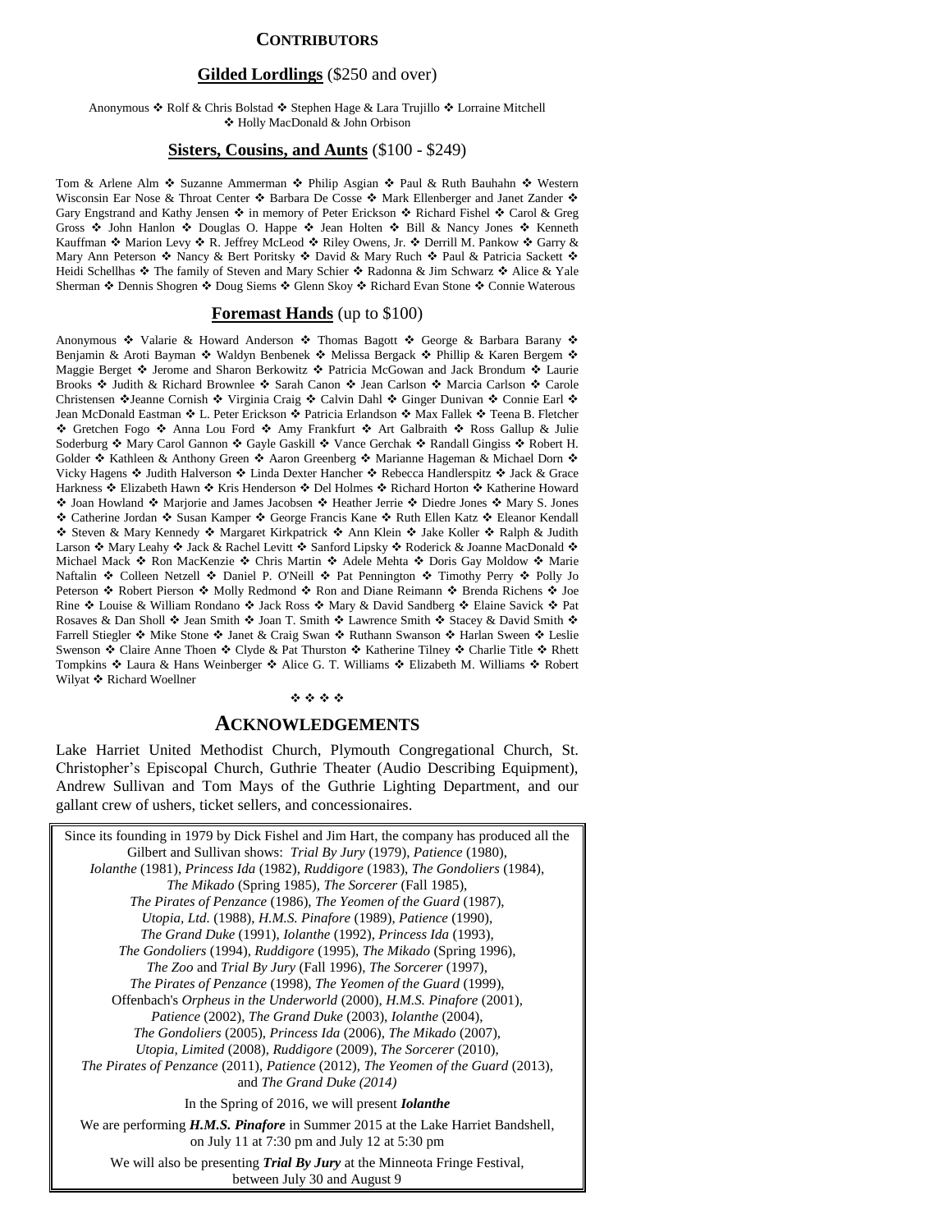# CONTRIBUTORS

## **Gilded Lordlings** ($250 and over)

Anonymous ❖ Rolf & Chris Bolstad ❖ Stephen Hage & Lara Trujillo ❖ Lorraine Mitchell ❖ Holly MacDonald & John Orbison

## **Sisters, Cousins, and Aunts** ($100 - $249)

Tom & Arlene Alm ❖ Suzanne Ammerman ❖ Philip Asgian ❖ Paul & Ruth Bauhahn ❖ Western Wisconsin Ear Nose & Throat Center ❖ Barbara De Cosse ❖ Mark Ellenberger and Janet Zander ❖ Gary Engstrand and Kathy Jensen ❖ in memory of Peter Erickson ❖ Richard Fishel ❖ Carol & Greg Gross ❖ John Hanlon ❖ Douglas O. Happe ❖ Jean Holten ❖ Bill & Nancy Jones ❖ Kenneth Kauffman ❖ Marion Levy ❖ R. Jeffrey McLeod ❖ Riley Owens, Jr. ❖ Derrill M. Pankow ❖ Garry & Mary Ann Peterson ❖ Nancy & Bert Poritsky ❖ David & Mary Ruch ❖ Paul & Patricia Sackett ❖ Heidi Schellhas ❖ The family of Steven and Mary Schier ❖ Radonna & Jim Schwarz ❖ Alice & Yale Sherman ❖ Dennis Shogren ❖ Doug Siems ❖ Glenn Skoy ❖ Richard Evan Stone ❖ Connie Waterous

## **Foremast Hands** (up to $100)

Anonymous ❖ Valarie & Howard Anderson ❖ Thomas Bagott ❖ George & Barbara Barany ❖ Benjamin & Aroti Bayman ❖ Waldyn Benbenek ❖ Melissa Bergack ❖ Phillip & Karen Bergem ❖ Maggie Berget ❖ Jerome and Sharon Berkowitz ❖ Patricia McGowan and Jack Brondum ❖ Laurie Brooks ❖ Judith & Richard Brownlee ❖ Sarah Canon ❖ Jean Carlson ❖ Marcia Carlson ❖ Carole Christensen ❖Jeanne Cornish ❖ Virginia Craig ❖ Calvin Dahl ❖ Ginger Dunivan ❖ Connie Earl ❖ Jean McDonald Eastman ❖ L. Peter Erickson ❖ Patricia Erlandson ❖ Max Fallek ❖ Teena B. Fletcher ❖ Gretchen Fogo ❖ Anna Lou Ford ❖ Amy Frankfurt ❖ Art Galbraith ❖ Ross Gallup & Julie Soderburg ❖ Mary Carol Gannon ❖ Gayle Gaskill ❖ Vance Gerchak ❖ Randall Gingiss ❖ Robert H. Golder ❖ Kathleen & Anthony Green ❖ Aaron Greenberg ❖ Marianne Hageman & Michael Dorn ❖ Vicky Hagens ❖ Judith Halverson ❖ Linda Dexter Hancher ❖ Rebecca Handlerspitz ❖ Jack & Grace Harkness ❖ Elizabeth Hawn ❖ Kris Henderson ❖ Del Holmes ❖ Richard Horton ❖ Katherine Howard ❖ Joan Howland ❖ Marjorie and James Jacobsen ❖ Heather Jerrie ❖ Diedre Jones ❖ Mary S. Jones ❖ Catherine Jordan ❖ Susan Kamper ❖ George Francis Kane ❖ Ruth Ellen Katz ❖ Eleanor Kendall ❖ Steven & Mary Kennedy ❖ Margaret Kirkpatrick ❖ Ann Klein ❖ Jake Koller ❖ Ralph & Judith Larson ❖ Mary Leahy ❖ Jack & Rachel Levitt ❖ Sanford Lipsky ❖ Roderick & Joanne MacDonald ❖ Michael Mack ❖ Ron MacKenzie ❖ Chris Martin ❖ Adele Mehta ❖ Doris Gay Moldow ❖ Marie Naftalin ❖ Colleen Netzell ❖ Daniel P. O'Neill ❖ Pat Pennington ❖ Timothy Perry ❖ Polly Jo Peterson ❖ Robert Pierson ❖ Molly Redmond ❖ Ron and Diane Reimann ❖ Brenda Richens ❖ Joe Rine ❖ Louise & William Rondano ❖ Jack Ross ❖ Mary & David Sandberg ❖ Elaine Savick ❖ Pat Rosaves & Dan Sholl ❖ Jean Smith ❖ Joan T. Smith ❖ Lawrence Smith ❖ Stacey & David Smith ❖ Farrell Stiegler ❖ Mike Stone ❖ Janet & Craig Swan ❖ Ruthann Swanson ❖ Harlan Sween ❖ Leslie Swenson ❖ Claire Anne Thoen ❖ Clyde & Pat Thurston ❖ Katherine Tilney ❖ Charlie Title ❖ Rhett Tompkins ❖ Laura & Hans Weinberger ❖ Alice G. T. Williams ❖ Elizabeth M. Williams ❖ Robert Wilyat ❖ Richard Woellner

❖ ❖ ❖ ❖

# ACKNOWLEDGEMENTS

Lake Harriet United Methodist Church, Plymouth Congregational Church, St. Christopher's Episcopal Church, Guthrie Theater (Audio Describing Equipment), Andrew Sullivan and Tom Mays of the Guthrie Lighting Department, and our gallant crew of ushers, ticket sellers, and concessionaires.

Since its founding in 1979 by Dick Fishel and Jim Hart, the company has produced all the Gilbert and Sullivan shows: *Trial By Jury* (1979), *Patience* (1980), *Iolanthe* (1981), *Princess Ida* (1982), *Ruddigore* (1983), *The Gondoliers* (1984), *The Mikado* (Spring 1985), *The Sorcerer* (Fall 1985), *The Pirates of Penzance* (1986), *The Yeomen of the Guard* (1987), *Utopia, Ltd.* (1988), *H.M.S. Pinafore* (1989), *Patience* (1990), *The Grand Duke* (1991), *Iolanthe* (1992), *Princess Ida* (1993), *The Gondoliers* (1994), *Ruddigore* (1995), *The Mikado* (Spring 1996), *The Zoo* and *Trial By Jury* (Fall 1996), *The Sorcerer* (1997), *The Pirates of Penzance* (1998), *The Yeomen of the Guard* (1999), Offenbach's *Orpheus in the Underworld* (2000), *H.M.S. Pinafore* (2001), *Patience* (2002), *The Grand Duke* (2003), *Iolanthe* (2004), *The Gondoliers* (2005), *Princess Ida* (2006), *The Mikado* (2007), *Utopia, Limited* (2008), *Ruddigore* (2009), *The Sorcerer* (2010), *The Pirates of Penzance* (2011), *Patience* (2012), *The Yeomen of the Guard* (2013), and *The Grand Duke (2014)*

In the Spring of 2016, we will present ***Iolanthe***

We are performing ***H.M.S. Pinafore*** in Summer 2015 at the Lake Harriet Bandshell, on July 11 at 7:30 pm and July 12 at 5:30 pm

We will also be presenting ***Trial By Jury*** at the Minneota Fringe Festival, between July 30 and August 9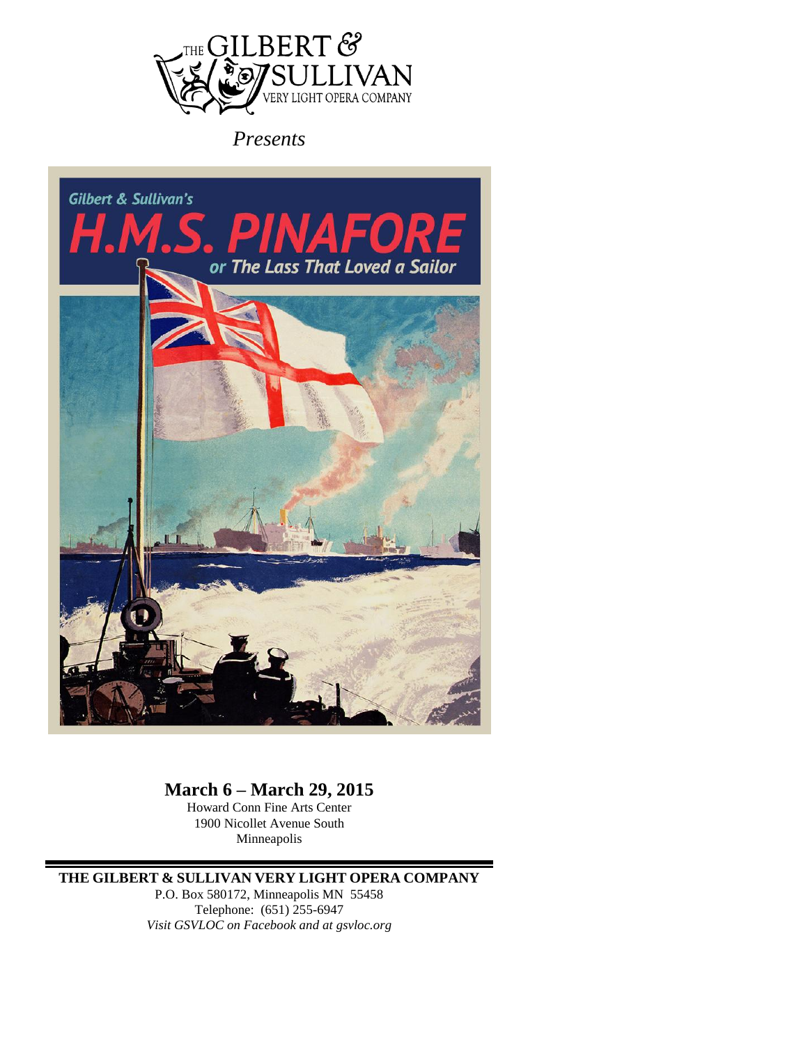THE GILBERT & SULLIVAN VERY LIGHT OPERA COMPANY

*Presents*

Gilbert & Sullivan's

# H.M.S. PINAFORE

or The Lass That Loved a Sailor

**March 6 – March 29, 2015**

Howard Conn Fine Arts Center
1900 Nicollet Avenue South
Minneapolis

---

**THE GILBERT & SULLIVAN VERY LIGHT OPERA COMPANY**

P.O. Box 580172, Minneapolis MN 55458
Telephone: (651) 255-6947
*Visit GSVLOC on Facebook and at gsvloc.org*